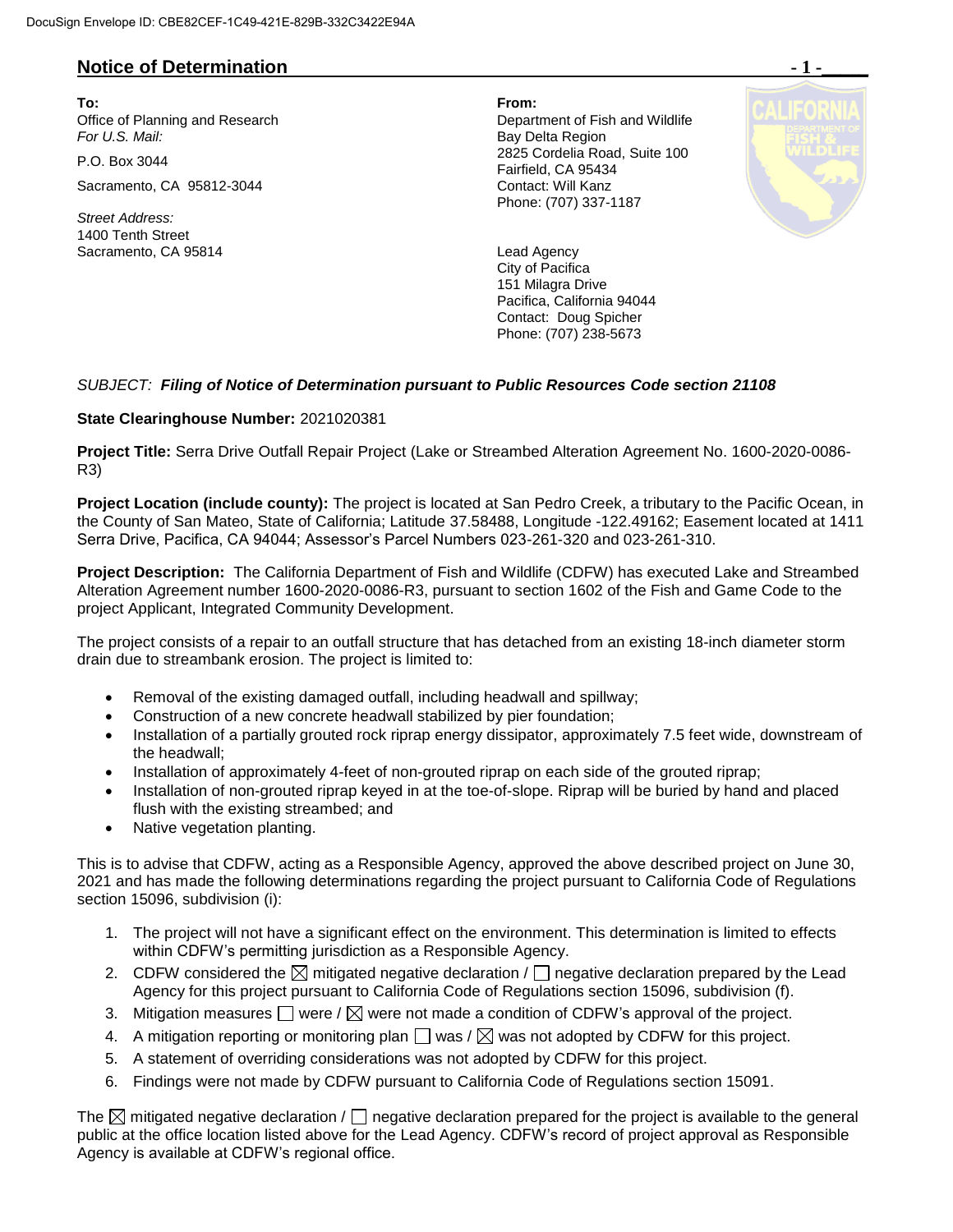## Notice of Determination

**To:**
Office of Planning and Research
*For U.S. Mail:*

P.O. Box 3044

Sacramento, CA 95812-3044

*Street Address:*
1400 Tenth Street
Sacramento, CA 95814

**From:**
Department of Fish and Wildlife
Bay Delta Region
2825 Cordelia Road, Suite 100
Fairfield, CA 95434
Contact: Will Kanz
Phone: (707) 337-1187

Lead Agency
City of Pacifica
151 Milagra Drive
Pacifica, California 94044
Contact: Doug Spicher
Phone: (707) 238-5673

*SUBJECT:* ***Filing of Notice of Determination pursuant to Public Resources Code section 21108***

**State Clearinghouse Number:** 2021020381

**Project Title:** Serra Drive Outfall Repair Project (Lake or Streambed Alteration Agreement No. 1600-2020-0086-R3)

**Project Location (include county):** The project is located at San Pedro Creek, a tributary to the Pacific Ocean, in the County of San Mateo, State of California; Latitude 37.58488, Longitude -122.49162; Easement located at 1411 Serra Drive, Pacifica, CA 94044; Assessor's Parcel Numbers 023-261-320 and 023-261-310.

**Project Description:** The California Department of Fish and Wildlife (CDFW) has executed Lake and Streambed Alteration Agreement number 1600-2020-0086-R3, pursuant to section 1602 of the Fish and Game Code to the project Applicant, Integrated Community Development.

The project consists of a repair to an outfall structure that has detached from an existing 18-inch diameter storm drain due to streambank erosion. The project is limited to:

- Removal of the existing damaged outfall, including headwall and spillway;
- Construction of a new concrete headwall stabilized by pier foundation;
- Installation of a partially grouted rock riprap energy dissipator, approximately 7.5 feet wide, downstream of the headwall;
- Installation of approximately 4-feet of non-grouted riprap on each side of the grouted riprap;
- Installation of non-grouted riprap keyed in at the toe-of-slope. Riprap will be buried by hand and placed flush with the existing streambed; and
- Native vegetation planting.

This is to advise that CDFW, acting as a Responsible Agency, approved the above described project on June 30, 2021 and has made the following determinations regarding the project pursuant to California Code of Regulations section 15096, subdivision (i):

1. The project will not have a significant effect on the environment. This determination is limited to effects within CDFW's permitting jurisdiction as a Responsible Agency.
2. CDFW considered the ☒ mitigated negative declaration / ☐ negative declaration prepared by the Lead Agency for this project pursuant to California Code of Regulations section 15096, subdivision (f).
3. Mitigation measures ☐ were / ☒ were not made a condition of CDFW's approval of the project.
4. A mitigation reporting or monitoring plan ☐ was / ☒ was not adopted by CDFW for this project.
5. A statement of overriding considerations was not adopted by CDFW for this project.
6. Findings were not made by CDFW pursuant to California Code of Regulations section 15091.

The ☒ mitigated negative declaration / ☐ negative declaration prepared for the project is available to the general public at the office location listed above for the Lead Agency. CDFW's record of project approval as Responsible Agency is available at CDFW's regional office.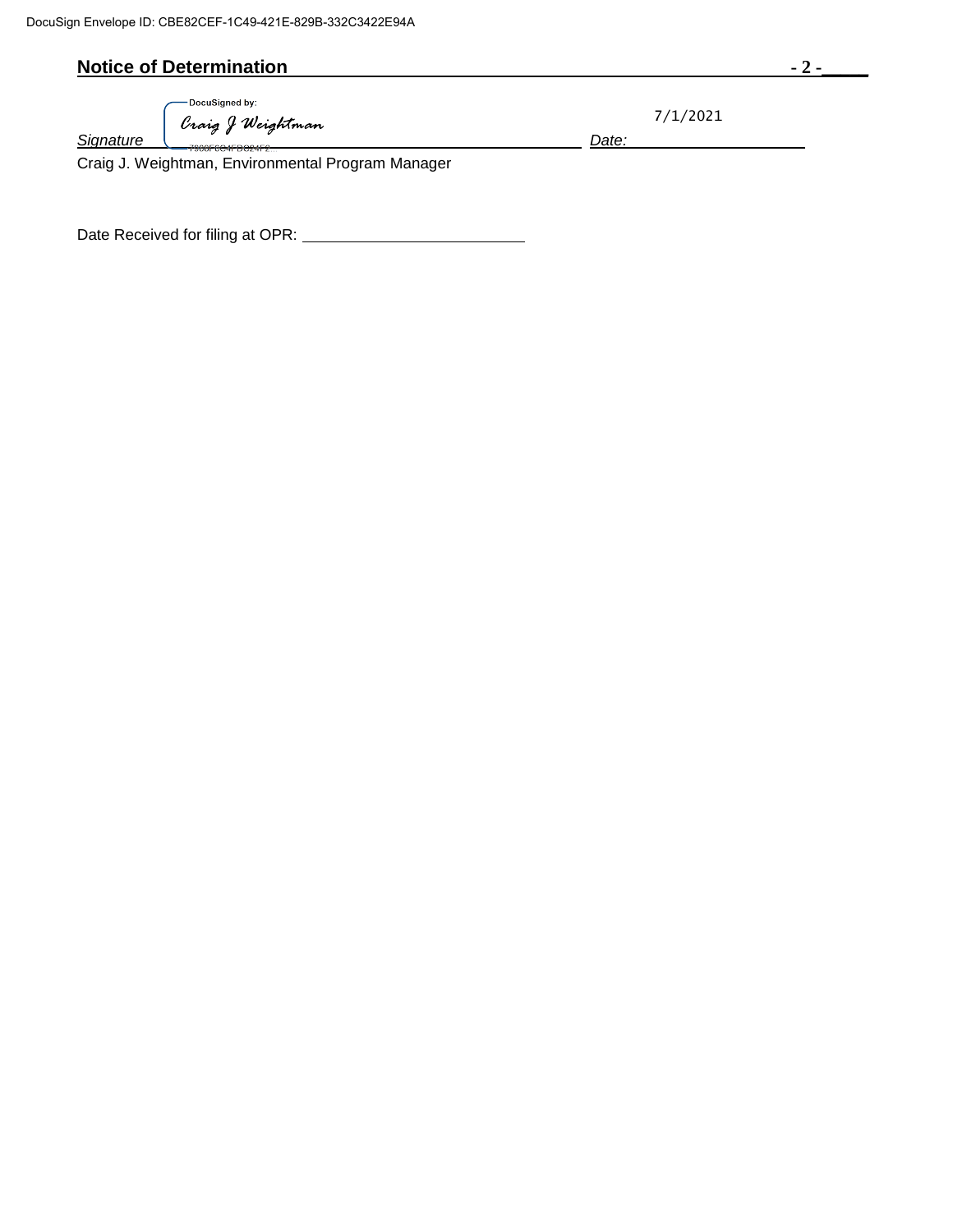**Notice of Determination**

*Signature* DocuSigned by: Craig J Weightman    *Date:* 7/1/2021

Craig J. Weightman, Environmental Program Manager

Date Received for filing at OPR: ____________________